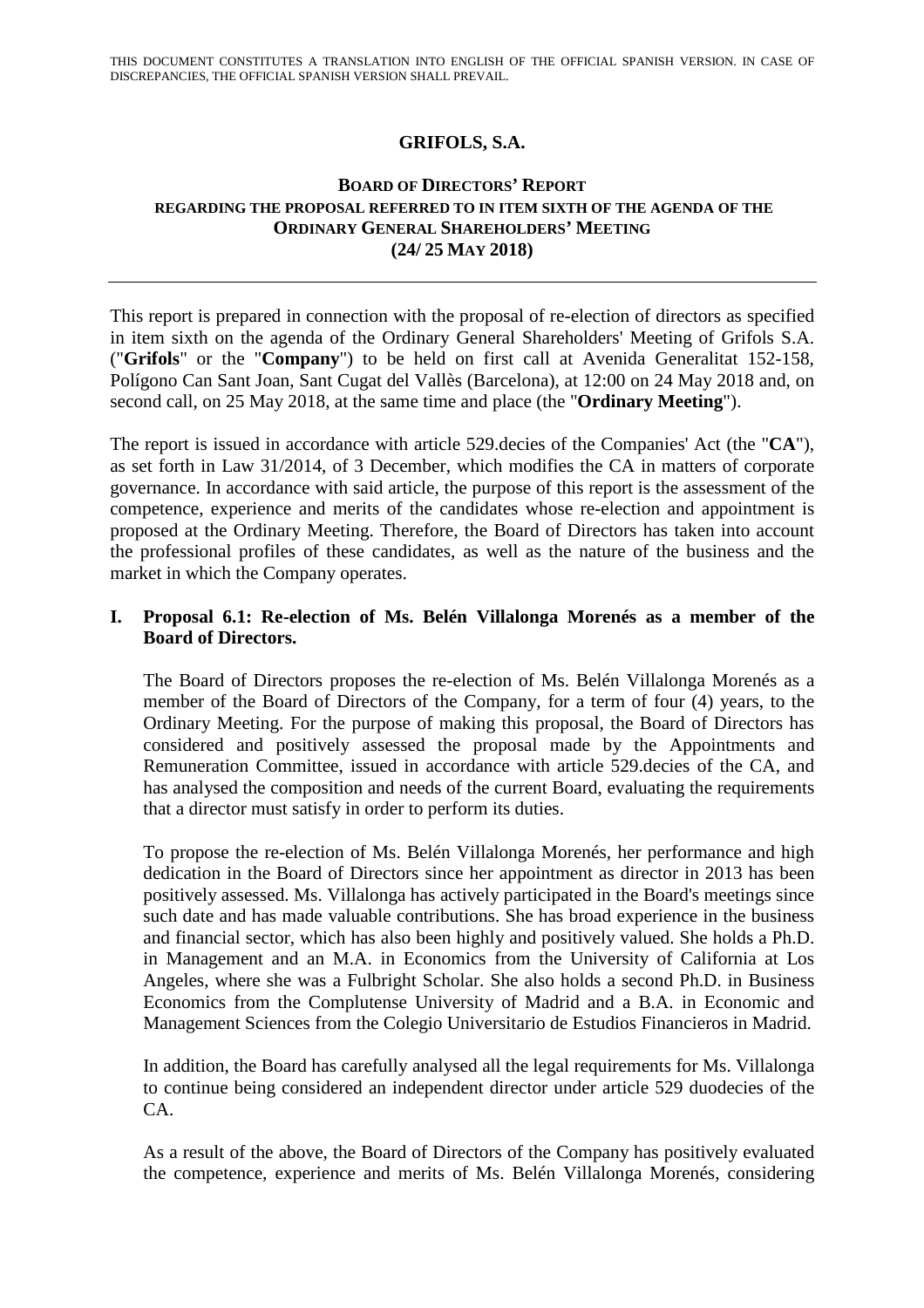THIS DOCUMENT CONSTITUTES A TRANSLATION INTO ENGLISH OF THE OFFICIAL SPANISH VERSION. IN CASE OF DISCREPANCIES, THE OFFICIAL SPANISH VERSION SHALL PREVAIL.

# GRIFOLS, S.A.

## BOARD OF DIRECTORS' REPORT REGARDING THE PROPOSAL REFERRED TO IN ITEM SIXTH OF THE AGENDA OF THE ORDINARY GENERAL SHAREHOLDERS' MEETING (24/ 25 MAY 2018)

---

This report is prepared in connection with the proposal of re-election of directors as specified in item sixth on the agenda of the Ordinary General Shareholders' Meeting of Grifols S.A. ("**Grifols**" or the "**Company**") to be held on first call at Avenida Generalitat 152-158, Polígono Can Sant Joan, Sant Cugat del Vallès (Barcelona), at 12:00 on 24 May 2018 and, on second call, on 25 May 2018, at the same time and place (the "**Ordinary Meeting**").

The report is issued in accordance with article 529.decies of the Companies' Act (the "**CA**"), as set forth in Law 31/2014, of 3 December, which modifies the CA in matters of corporate governance. In accordance with said article, the purpose of this report is the assessment of the competence, experience and merits of the candidates whose re-election and appointment is proposed at the Ordinary Meeting. Therefore, the Board of Directors has taken into account the professional profiles of these candidates, as well as the nature of the business and the market in which the Company operates.

### I. Proposal 6.1: Re-election of Ms. Belén Villalonga Morenés as a member of the Board of Directors.

The Board of Directors proposes the re-election of Ms. Belén Villalonga Morenés as a member of the Board of Directors of the Company, for a term of four (4) years, to the Ordinary Meeting. For the purpose of making this proposal, the Board of Directors has considered and positively assessed the proposal made by the Appointments and Remuneration Committee, issued in accordance with article 529.decies of the CA, and has analysed the composition and needs of the current Board, evaluating the requirements that a director must satisfy in order to perform its duties.

To propose the re-election of Ms. Belén Villalonga Morenés, her performance and high dedication in the Board of Directors since her appointment as director in 2013 has been positively assessed. Ms. Villalonga has actively participated in the Board's meetings since such date and has made valuable contributions. She has broad experience in the business and financial sector, which has also been highly and positively valued. She holds a Ph.D. in Management and an M.A. in Economics from the University of California at Los Angeles, where she was a Fulbright Scholar. She also holds a second Ph.D. in Business Economics from the Complutense University of Madrid and a B.A. in Economic and Management Sciences from the Colegio Universitario de Estudios Financieros in Madrid.

In addition, the Board has carefully analysed all the legal requirements for Ms. Villalonga to continue being considered an independent director under article 529 duodecies of the CA.

As a result of the above, the Board of Directors of the Company has positively evaluated the competence, experience and merits of Ms. Belén Villalonga Morenés, considering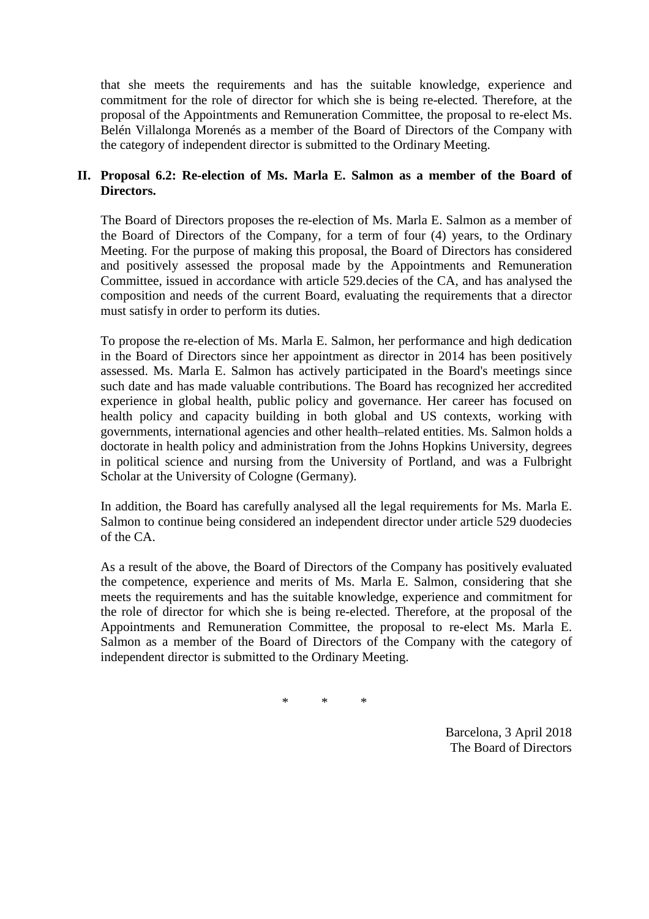that she meets the requirements and has the suitable knowledge, experience and commitment for the role of director for which she is being re-elected. Therefore, at the proposal of the Appointments and Remuneration Committee, the proposal to re-elect Ms. Belén Villalonga Morenés as a member of the Board of Directors of the Company with the category of independent director is submitted to the Ordinary Meeting.

**II. Proposal 6.2: Re-election of Ms. Marla E. Salmon as a member of the Board of Directors.**

The Board of Directors proposes the re-election of Ms. Marla E. Salmon as a member of the Board of Directors of the Company, for a term of four (4) years, to the Ordinary Meeting. For the purpose of making this proposal, the Board of Directors has considered and positively assessed the proposal made by the Appointments and Remuneration Committee, issued in accordance with article 529.decies of the CA, and has analysed the composition and needs of the current Board, evaluating the requirements that a director must satisfy in order to perform its duties.

To propose the re-election of Ms. Marla E. Salmon, her performance and high dedication in the Board of Directors since her appointment as director in 2014 has been positively assessed. Ms. Marla E. Salmon has actively participated in the Board's meetings since such date and has made valuable contributions. The Board has recognized her accredited experience in global health, public policy and governance. Her career has focused on health policy and capacity building in both global and US contexts, working with governments, international agencies and other health–related entities. Ms. Salmon holds a doctorate in health policy and administration from the Johns Hopkins University, degrees in political science and nursing from the University of Portland, and was a Fulbright Scholar at the University of Cologne (Germany).

In addition, the Board has carefully analysed all the legal requirements for Ms. Marla E. Salmon to continue being considered an independent director under article 529 duodecies of the CA.

As a result of the above, the Board of Directors of the Company has positively evaluated the competence, experience and merits of Ms. Marla E. Salmon, considering that she meets the requirements and has the suitable knowledge, experience and commitment for the role of director for which she is being re-elected. Therefore, at the proposal of the Appointments and Remuneration Committee, the proposal to re-elect Ms. Marla E. Salmon as a member of the Board of Directors of the Company with the category of independent director is submitted to the Ordinary Meeting.

\* \* \*

Barcelona, 3 April 2018
The Board of Directors